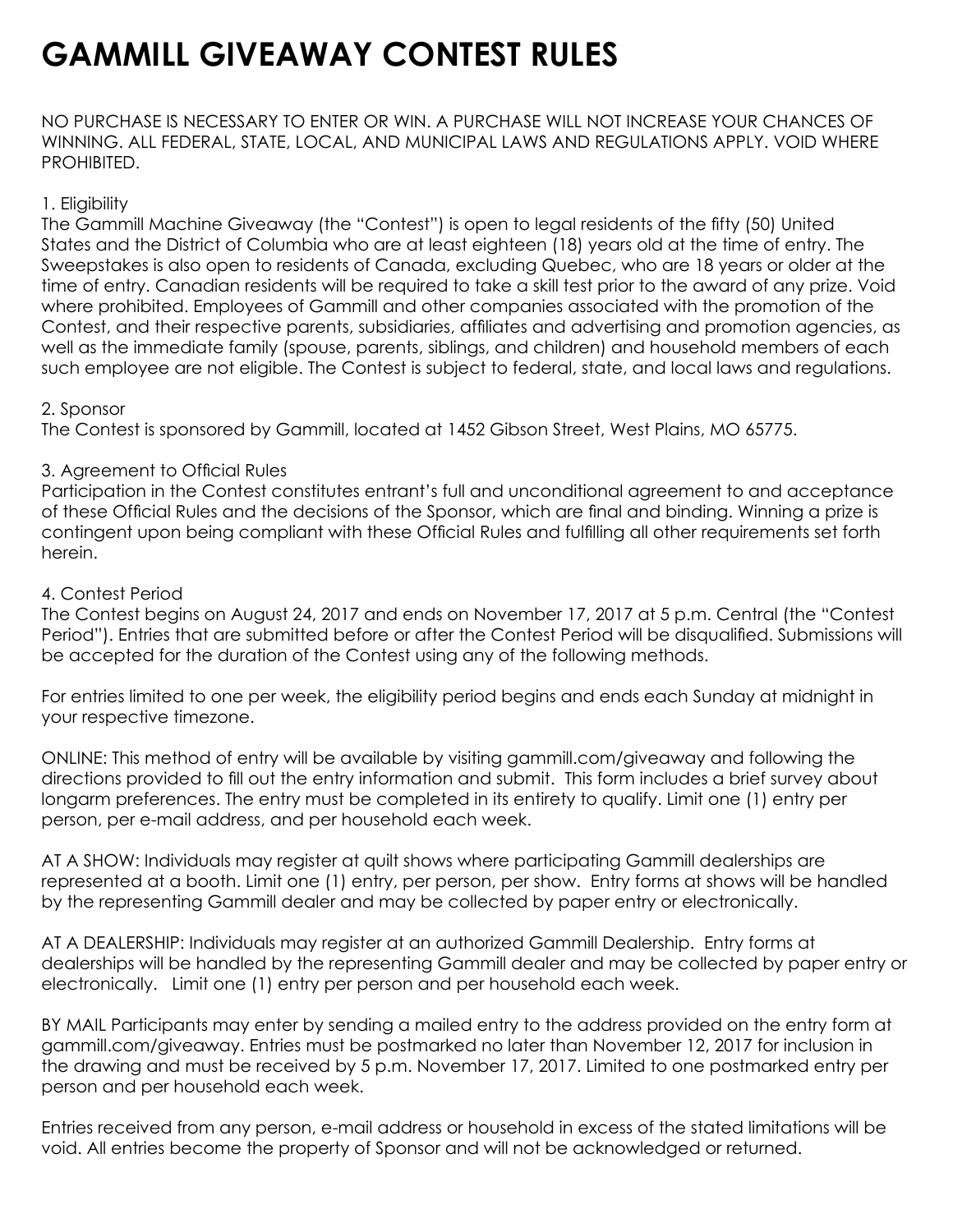# GAMMILL GIVEAWAY CONTEST RULES

NO PURCHASE IS NECESSARY TO ENTER OR WIN. A PURCHASE WILL NOT INCREASE YOUR CHANCES OF WINNING. ALL FEDERAL, STATE, LOCAL, AND MUNICIPAL LAWS AND REGULATIONS APPLY. VOID WHERE PROHIBITED.

1. Eligibility
The Gammill Machine Giveaway (the "Contest") is open to legal residents of the fifty (50) United States and the District of Columbia who are at least eighteen (18) years old at the time of entry. The Sweepstakes is also open to residents of Canada, excluding Quebec, who are 18 years or older at the time of entry. Canadian residents will be required to take a skill test prior to the award of any prize. Void where prohibited. Employees of Gammill and other companies associated with the promotion of the Contest, and their respective parents, subsidiaries, affiliates and advertising and promotion agencies, as well as the immediate family (spouse, parents, siblings, and children) and household members of each such employee are not eligible. The Contest is subject to federal, state, and local laws and regulations.

2. Sponsor
The Contest is sponsored by Gammill, located at 1452 Gibson Street, West Plains, MO 65775.

3. Agreement to Official Rules
Participation in the Contest constitutes entrant's full and unconditional agreement to and acceptance of these Official Rules and the decisions of the Sponsor, which are final and binding. Winning a prize is contingent upon being compliant with these Official Rules and fulfilling all other requirements set forth herein.

4. Contest Period
The Contest begins on August 24, 2017 and ends on November 17, 2017 at 5 p.m. Central (the "Contest Period"). Entries that are submitted before or after the Contest Period will be disqualified. Submissions will be accepted for the duration of the Contest using any of the following methods.

For entries limited to one per week, the eligibility period begins and ends each Sunday at midnight in your respective timezone.

ONLINE: This method of entry will be available by visiting gammill.com/giveaway and following the directions provided to fill out the entry information and submit. This form includes a brief survey about longarm preferences. The entry must be completed in its entirety to qualify. Limit one (1) entry per person, per e-mail address, and per household each week.

AT A SHOW: Individuals may register at quilt shows where participating Gammill dealerships are represented at a booth. Limit one (1) entry, per person, per show. Entry forms at shows will be handled by the representing Gammill dealer and may be collected by paper entry or electronically.

AT A DEALERSHIP: Individuals may register at an authorized Gammill Dealership. Entry forms at dealerships will be handled by the representing Gammill dealer and may be collected by paper entry or electronically. Limit one (1) entry per person and per household each week.

BY MAIL Participants may enter by sending a mailed entry to the address provided on the entry form at gammill.com/giveaway. Entries must be postmarked no later than November 12, 2017 for inclusion in the drawing and must be received by 5 p.m. November 17, 2017. Limited to one postmarked entry per person and per household each week.

Entries received from any person, e-mail address or household in excess of the stated limitations will be void. All entries become the property of Sponsor and will not be acknowledged or returned.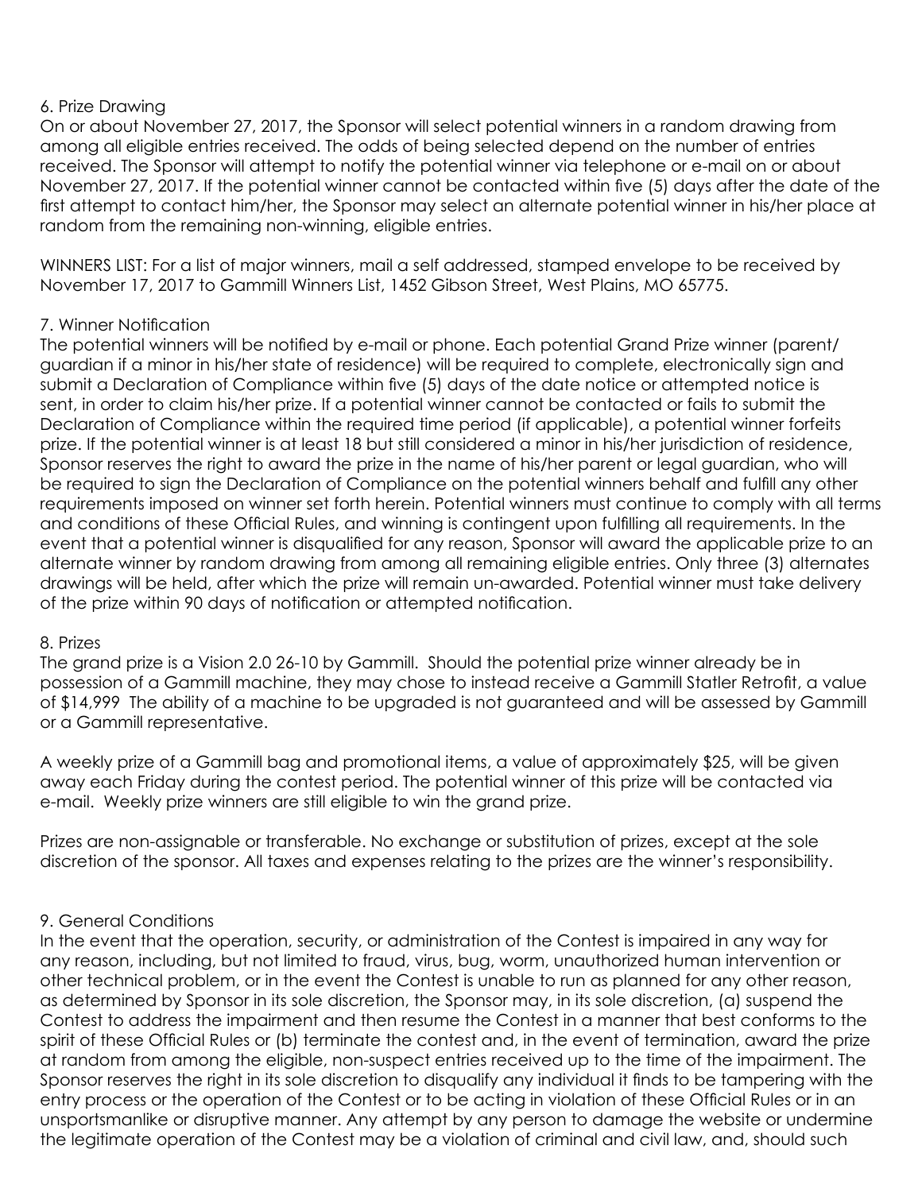6. Prize Drawing

On or about November 27, 2017, the Sponsor will select potential winners in a random drawing from among all eligible entries received. The odds of being selected depend on the number of entries received. The Sponsor will attempt to notify the potential winner via telephone or e-mail on or about November 27, 2017. If the potential winner cannot be contacted within five (5) days after the date of the first attempt to contact him/her, the Sponsor may select an alternate potential winner in his/her place at random from the remaining non-winning, eligible entries.

WINNERS LIST: For a list of major winners, mail a self addressed, stamped envelope to be received by November 17, 2017 to Gammill Winners List, 1452 Gibson Street, West Plains, MO 65775.

7. Winner Notification

The potential winners will be notified by e-mail or phone. Each potential Grand Prize winner (parent/ guardian if a minor in his/her state of residence) will be required to complete, electronically sign and submit a Declaration of Compliance within five (5) days of the date notice or attempted notice is sent, in order to claim his/her prize. If a potential winner cannot be contacted or fails to submit the Declaration of Compliance within the required time period (if applicable), a potential winner forfeits prize. If the potential winner is at least 18 but still considered a minor in his/her jurisdiction of residence, Sponsor reserves the right to award the prize in the name of his/her parent or legal guardian, who will be required to sign the Declaration of Compliance on the potential winners behalf and fulfill any other requirements imposed on winner set forth herein. Potential winners must continue to comply with all terms and conditions of these Official Rules, and winning is contingent upon fulfilling all requirements. In the event that a potential winner is disqualified for any reason, Sponsor will award the applicable prize to an alternate winner by random drawing from among all remaining eligible entries. Only three (3) alternates drawings will be held, after which the prize will remain un-awarded. Potential winner must take delivery of the prize within 90 days of notification or attempted notification.

8. Prizes

The grand prize is a Vision 2.0 26-10 by Gammill. Should the potential prize winner already be in possession of a Gammill machine, they may chose to instead receive a Gammill Statler Retrofit, a value of $14,999 The ability of a machine to be upgraded is not guaranteed and will be assessed by Gammill or a Gammill representative.

A weekly prize of a Gammill bag and promotional items, a value of approximately $25, will be given away each Friday during the contest period. The potential winner of this prize will be contacted via e-mail. Weekly prize winners are still eligible to win the grand prize.

Prizes are non-assignable or transferable. No exchange or substitution of prizes, except at the sole discretion of the sponsor. All taxes and expenses relating to the prizes are the winner's responsibility.

9. General Conditions

In the event that the operation, security, or administration of the Contest is impaired in any way for any reason, including, but not limited to fraud, virus, bug, worm, unauthorized human intervention or other technical problem, or in the event the Contest is unable to run as planned for any other reason, as determined by Sponsor in its sole discretion, the Sponsor may, in its sole discretion, (a) suspend the Contest to address the impairment and then resume the Contest in a manner that best conforms to the spirit of these Official Rules or (b) terminate the contest and, in the event of termination, award the prize at random from among the eligible, non-suspect entries received up to the time of the impairment. The Sponsor reserves the right in its sole discretion to disqualify any individual it finds to be tampering with the entry process or the operation of the Contest or to be acting in violation of these Official Rules or in an unsportsmanlike or disruptive manner. Any attempt by any person to damage the website or undermine the legitimate operation of the Contest may be a violation of criminal and civil law, and, should such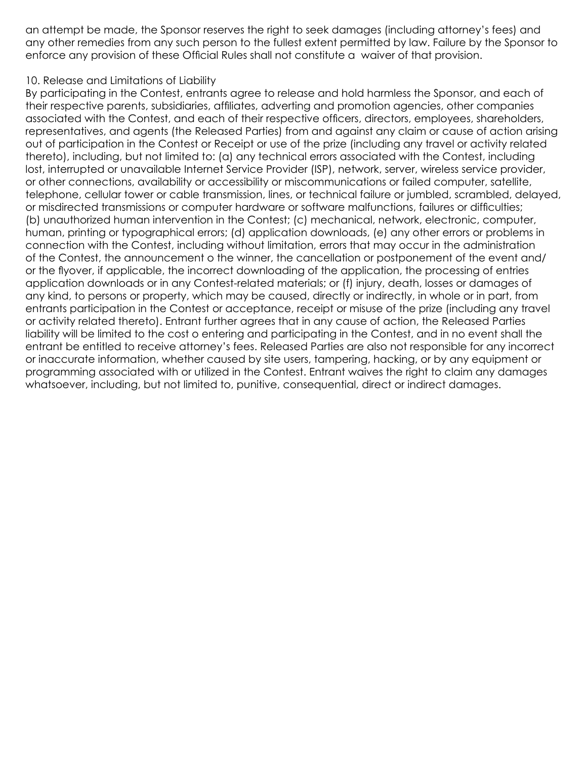an attempt be made, the Sponsor reserves the right to seek damages (including attorney's fees) and any other remedies from any such person to the fullest extent permitted by law. Failure by the Sponsor to enforce any provision of these Official Rules shall not constitute a waiver of that provision.

10. Release and Limitations of Liability

By participating in the Contest, entrants agree to release and hold harmless the Sponsor, and each of their respective parents, subsidiaries, affiliates, adverting and promotion agencies, other companies associated with the Contest, and each of their respective officers, directors, employees, shareholders, representatives, and agents (the Released Parties) from and against any claim or cause of action arising out of participation in the Contest or Receipt or use of the prize (including any travel or activity related thereto), including, but not limited to: (a) any technical errors associated with the Contest, including lost, interrupted or unavailable Internet Service Provider (ISP), network, server, wireless service provider, or other connections, availability or accessibility or miscommunications or failed computer, satellite, telephone, cellular tower or cable transmission, lines, or technical failure or jumbled, scrambled, delayed, or misdirected transmissions or computer hardware or software malfunctions, failures or difficulties; (b) unauthorized human intervention in the Contest; (c) mechanical, network, electronic, computer, human, printing or typographical errors; (d) application downloads, (e) any other errors or problems in connection with the Contest, including without limitation, errors that may occur in the administration of the Contest, the announcement o the winner, the cancellation or postponement of the event and/or the flyover, if applicable, the incorrect downloading of the application, the processing of entries application downloads or in any Contest-related materials; or (f) injury, death, losses or damages of any kind, to persons or property, which may be caused, directly or indirectly, in whole or in part, from entrants participation in the Contest or acceptance, receipt or misuse of the prize (including any travel or activity related thereto). Entrant further agrees that in any cause of action, the Released Parties liability will be limited to the cost o entering and participating in the Contest, and in no event shall the entrant be entitled to receive attorney's fees. Released Parties are also not responsible for any incorrect or inaccurate information, whether caused by site users, tampering, hacking, or by any equipment or programming associated with or utilized in the Contest. Entrant waives the right to claim any damages whatsoever, including, but not limited to, punitive, consequential, direct or indirect damages.